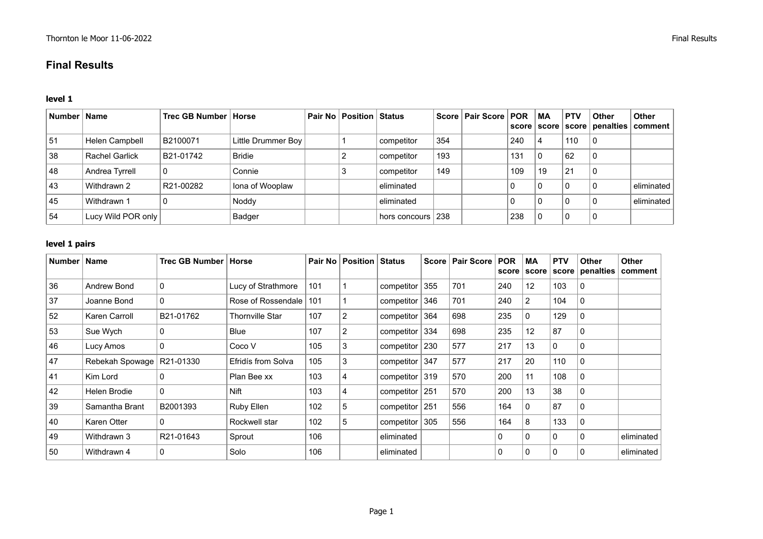## Final Results

### level 1

| Number | Name | Trec GB Number | Horse | Pair No | Position | Status | Score | Pair Score | POR score | MA score | PTV score | Other penalties | Other comment |
|---|---|---|---|---|---|---|---|---|---|---|---|---|---|
| 51 | Helen Campbell | B2100071 | Little Drummer Boy | | 1 | competitor | 354 | | 240 | 4 | 110 | 0 | |
| 38 | Rachel Garlick | B21-01742 | Bridie | | 2 | competitor | 193 | | 131 | 0 | 62 | 0 | |
| 48 | Andrea Tyrrell | 0 | Connie | | 3 | competitor | 149 | | 109 | 19 | 21 | 0 | |
| 43 | Withdrawn 2 | R21-00282 | Iona of Wooplaw | | | eliminated | | | 0 | 0 | 0 | 0 | eliminated |
| 45 | Withdrawn 1 | 0 | Noddy | | | eliminated | | | 0 | 0 | 0 | 0 | eliminated |
| 54 | Lucy Wild POR only | | Badger | | | hors concours | 238 | | 238 | 0 | 0 | 0 | |

### level 1 pairs

| Number | Name | Trec GB Number | Horse | Pair No | Position | Status | Score | Pair Score | POR score | MA score | PTV score | Other penalties | Other comment |
|---|---|---|---|---|---|---|---|---|---|---|---|---|---|
| 36 | Andrew Bond | 0 | Lucy of Strathmore | 101 | 1 | competitor | 355 | 701 | 240 | 12 | 103 | 0 | |
| 37 | Joanne Bond | 0 | Rose of Rossendale | 101 | 1 | competitor | 346 | 701 | 240 | 2 | 104 | 0 | |
| 52 | Karen Carroll | B21-01762 | Thornville Star | 107 | 2 | competitor | 364 | 698 | 235 | 0 | 129 | 0 | |
| 53 | Sue Wych | 0 | Blue | 107 | 2 | competitor | 334 | 698 | 235 | 12 | 87 | 0 | |
| 46 | Lucy Amos | 0 | Coco V | 105 | 3 | competitor | 230 | 577 | 217 | 13 | 0 | 0 | |
| 47 | Rebekah Spowage | R21-01330 | Efridís from Solva | 105 | 3 | competitor | 347 | 577 | 217 | 20 | 110 | 0 | |
| 41 | Kim Lord | 0 | Plan Bee xx | 103 | 4 | competitor | 319 | 570 | 200 | 11 | 108 | 0 | |
| 42 | Helen Brodie | 0 | Nift | 103 | 4 | competitor | 251 | 570 | 200 | 13 | 38 | 0 | |
| 39 | Samantha Brant | B2001393 | Ruby Ellen | 102 | 5 | competitor | 251 | 556 | 164 | 0 | 87 | 0 | |
| 40 | Karen Otter | 0 | Rockwell star | 102 | 5 | competitor | 305 | 556 | 164 | 8 | 133 | 0 | |
| 49 | Withdrawn 3 | R21-01643 | Sprout | 106 | | eliminated | | | 0 | 0 | 0 | 0 | eliminated |
| 50 | Withdrawn 4 | 0 | Solo | 106 | | eliminated | | | 0 | 0 | 0 | 0 | eliminated |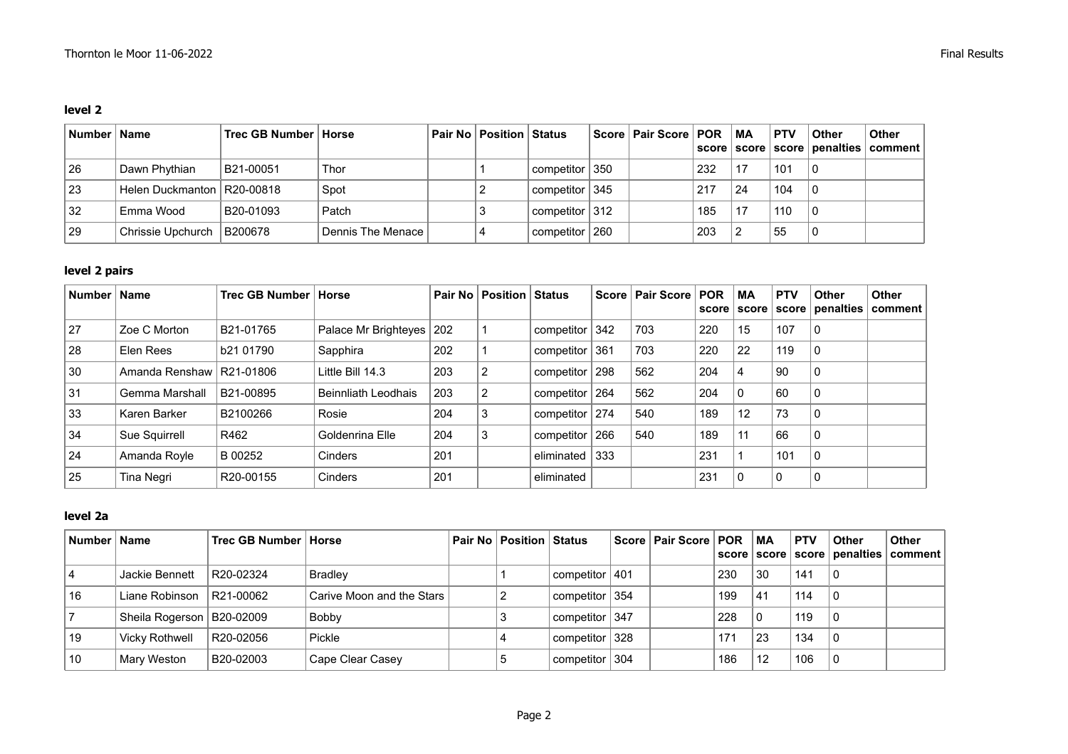## level 2

| Number | Name | Trec GB Number | Horse | Pair No | Position | Status | Score | Pair Score | POR score | MA score | PTV score | Other penalties | Other comment |
|---|---|---|---|---|---|---|---|---|---|---|---|---|---|
| 26 | Dawn Phythian | B21-00051 | Thor | | 1 | competitor | 350 | | 232 | 17 | 101 | 0 | |
| 23 | Helen Duckmanton | R20-00818 | Spot | | 2 | competitor | 345 | | 217 | 24 | 104 | 0 | |
| 32 | Emma Wood | B20-01093 | Patch | | 3 | competitor | 312 | | 185 | 17 | 110 | 0 | |
| 29 | Chrissie Upchurch | B200678 | Dennis The Menace | | 4 | competitor | 260 | | 203 | 2 | 55 | 0 | |

## level 2 pairs

| Number | Name | Trec GB Number | Horse | Pair No | Position | Status | Score | Pair Score | POR score | MA score | PTV score | Other penalties | Other comment |
|---|---|---|---|---|---|---|---|---|---|---|---|---|---|
| 27 | Zoe C Morton | B21-01765 | Palace Mr Brighteyes | 202 | 1 | competitor | 342 | 703 | 220 | 15 | 107 | 0 | |
| 28 | Elen Rees | b21 01790 | Sapphira | 202 | 1 | competitor | 361 | 703 | 220 | 22 | 119 | 0 | |
| 30 | Amanda Renshaw | R21-01806 | Little Bill 14.3 | 203 | 2 | competitor | 298 | 562 | 204 | 4 | 90 | 0 | |
| 31 | Gemma Marshall | B21-00895 | Beinnliath Leodhais | 203 | 2 | competitor | 264 | 562 | 204 | 0 | 60 | 0 | |
| 33 | Karen Barker | B2100266 | Rosie | 204 | 3 | competitor | 274 | 540 | 189 | 12 | 73 | 0 | |
| 34 | Sue Squirrell | R462 | Goldenrina Elle | 204 | 3 | competitor | 266 | 540 | 189 | 11 | 66 | 0 | |
| 24 | Amanda Royle | B 00252 | Cinders | 201 | | eliminated | 333 | | 231 | 1 | 101 | 0 | |
| 25 | Tina Negri | R20-00155 | Cinders | 201 | | eliminated | | | 231 | 0 | 0 | 0 | |

## level 2a

| Number | Name | Trec GB Number | Horse | Pair No | Position | Status | Score | Pair Score | POR score | MA score | PTV score | Other penalties | Other comment |
|---|---|---|---|---|---|---|---|---|---|---|---|---|---|
| 4 | Jackie Bennett | R20-02324 | Bradley | | 1 | competitor | 401 | | 230 | 30 | 141 | 0 | |
| 16 | Liane Robinson | R21-00062 | Carive Moon and the Stars | | 2 | competitor | 354 | | 199 | 41 | 114 | 0 | |
| 7 | Sheila Rogerson | B20-02009 | Bobby | | 3 | competitor | 347 | | 228 | 0 | 119 | 0 | |
| 19 | Vicky Rothwell | R20-02056 | Pickle | | 4 | competitor | 328 | | 171 | 23 | 134 | 0 | |
| 10 | Mary Weston | B20-02003 | Cape Clear Casey | | 5 | competitor | 304 | | 186 | 12 | 106 | 0 | |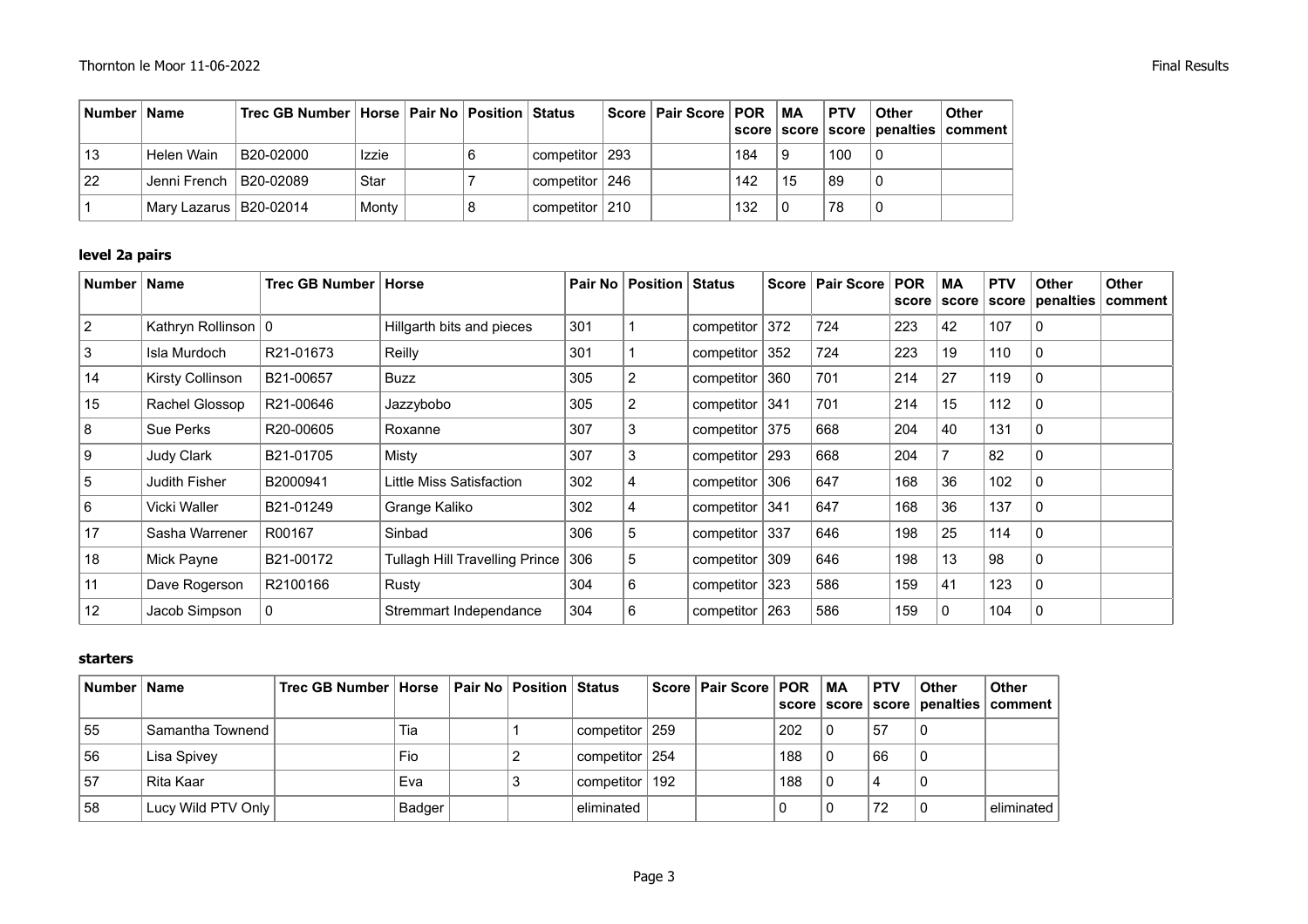| Number | Name | Trec GB Number | Horse | Pair No | Position | Status | Score | Pair Score | POR score | MA score | PTV score | Other penalties | Other comment |
|---|---|---|---|---|---|---|---|---|---|---|---|---|---|
| 13 | Helen Wain | B20-02000 | Izzie | | 6 | competitor | 293 | | 184 | 9 | 100 | 0 | |
| 22 | Jenni French | B20-02089 | Star | | 7 | competitor | 246 | | 142 | 15 | 89 | 0 | |
| 1 | Mary Lazarus | B20-02014 | Monty | | 8 | competitor | 210 | | 132 | 0 | 78 | 0 | |

### level 2a pairs

| Number | Name | Trec GB Number | Horse | Pair No | Position | Status | Score | Pair Score | POR score | MA score | PTV score | Other penalties | Other comment |
|---|---|---|---|---|---|---|---|---|---|---|---|---|---|
| 2 | Kathryn Rollinson | 0 | Hillgarth bits and pieces | 301 | 1 | competitor | 372 | 724 | 223 | 42 | 107 | 0 | |
| 3 | Isla Murdoch | R21-01673 | Reilly | 301 | 1 | competitor | 352 | 724 | 223 | 19 | 110 | 0 | |
| 14 | Kirsty Collinson | B21-00657 | Buzz | 305 | 2 | competitor | 360 | 701 | 214 | 27 | 119 | 0 | |
| 15 | Rachel Glossop | R21-00646 | Jazzybobo | 305 | 2 | competitor | 341 | 701 | 214 | 15 | 112 | 0 | |
| 8 | Sue Perks | R20-00605 | Roxanne | 307 | 3 | competitor | 375 | 668 | 204 | 40 | 131 | 0 | |
| 9 | Judy Clark | B21-01705 | Misty | 307 | 3 | competitor | 293 | 668 | 204 | 7 | 82 | 0 | |
| 5 | Judith Fisher | B2000941 | Little Miss Satisfaction | 302 | 4 | competitor | 306 | 647 | 168 | 36 | 102 | 0 | |
| 6 | Vicki Waller | B21-01249 | Grange Kaliko | 302 | 4 | competitor | 341 | 647 | 168 | 36 | 137 | 0 | |
| 17 | Sasha Warrener | R00167 | Sinbad | 306 | 5 | competitor | 337 | 646 | 198 | 25 | 114 | 0 | |
| 18 | Mick Payne | B21-00172 | Tullagh Hill Travelling Prince | 306 | 5 | competitor | 309 | 646 | 198 | 13 | 98 | 0 | |
| 11 | Dave Rogerson | R2100166 | Rusty | 304 | 6 | competitor | 323 | 586 | 159 | 41 | 123 | 0 | |
| 12 | Jacob Simpson | 0 | Stremmart Independance | 304 | 6 | competitor | 263 | 586 | 159 | 0 | 104 | 0 | |

### starters

| Number | Name | Trec GB Number | Horse | Pair No | Position | Status | Score | Pair Score | POR score | MA score | PTV score | Other penalties | Other comment |
|---|---|---|---|---|---|---|---|---|---|---|---|---|---|
| 55 | Samantha Townend | | Tia | | 1 | competitor | 259 | | 202 | 0 | 57 | 0 | |
| 56 | Lisa Spivey | | Fio | | 2 | competitor | 254 | | 188 | 0 | 66 | 0 | |
| 57 | Rita Kaar | | Eva | | 3 | competitor | 192 | | 188 | 0 | 4 | 0 | |
| 58 | Lucy Wild PTV Only | | Badger | | | eliminated | | | 0 | 0 | 72 | 0 | eliminated |